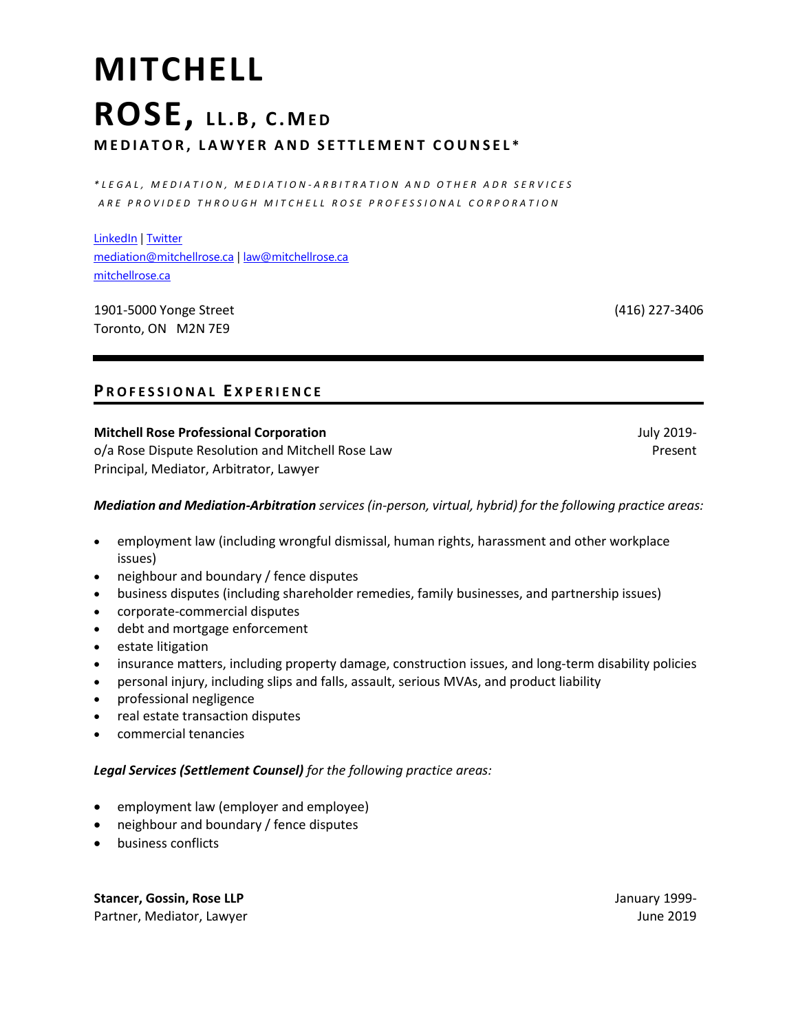# MITCHELL ROSE, LL.B, C.MED

**MEDIATOR, LAWYER AND SETTLEMENT COUNSEL***

*\*LEGAL, MEDIATION, MEDIATION-ARBITRATION AND OTHER ADR SERVICES ARE PROVIDED THROUGH MITCHELL ROSE PROFESSIONAL CORPORATION*

LinkedIn | Twitter
mediation@mitchellrose.ca | law@mitchellrose.ca
mitchellrose.ca

1901-5000 Yonge Street
Toronto, ON M2N 7E9

(416) 227-3406

---

## PROFESSIONAL EXPERIENCE

**Mitchell Rose Professional Corporation** — July 2019-Present
o/a Rose Dispute Resolution and Mitchell Rose Law
Principal, Mediator, Arbitrator, Lawyer

***Mediation and Mediation-Arbitration*** *services (in-person, virtual, hybrid) for the following practice areas:*

- employment law (including wrongful dismissal, human rights, harassment and other workplace issues)
- neighbour and boundary / fence disputes
- business disputes (including shareholder remedies, family businesses, and partnership issues)
- corporate-commercial disputes
- debt and mortgage enforcement
- estate litigation
- insurance matters, including property damage, construction issues, and long-term disability policies
- personal injury, including slips and falls, assault, serious MVAs, and product liability
- professional negligence
- real estate transaction disputes
- commercial tenancies

***Legal Services (Settlement Counsel)*** *for the following practice areas:*

- employment law (employer and employee)
- neighbour and boundary / fence disputes
- business conflicts

**Stancer, Gossin, Rose LLP** — January 1999-June 2019
Partner, Mediator, Lawyer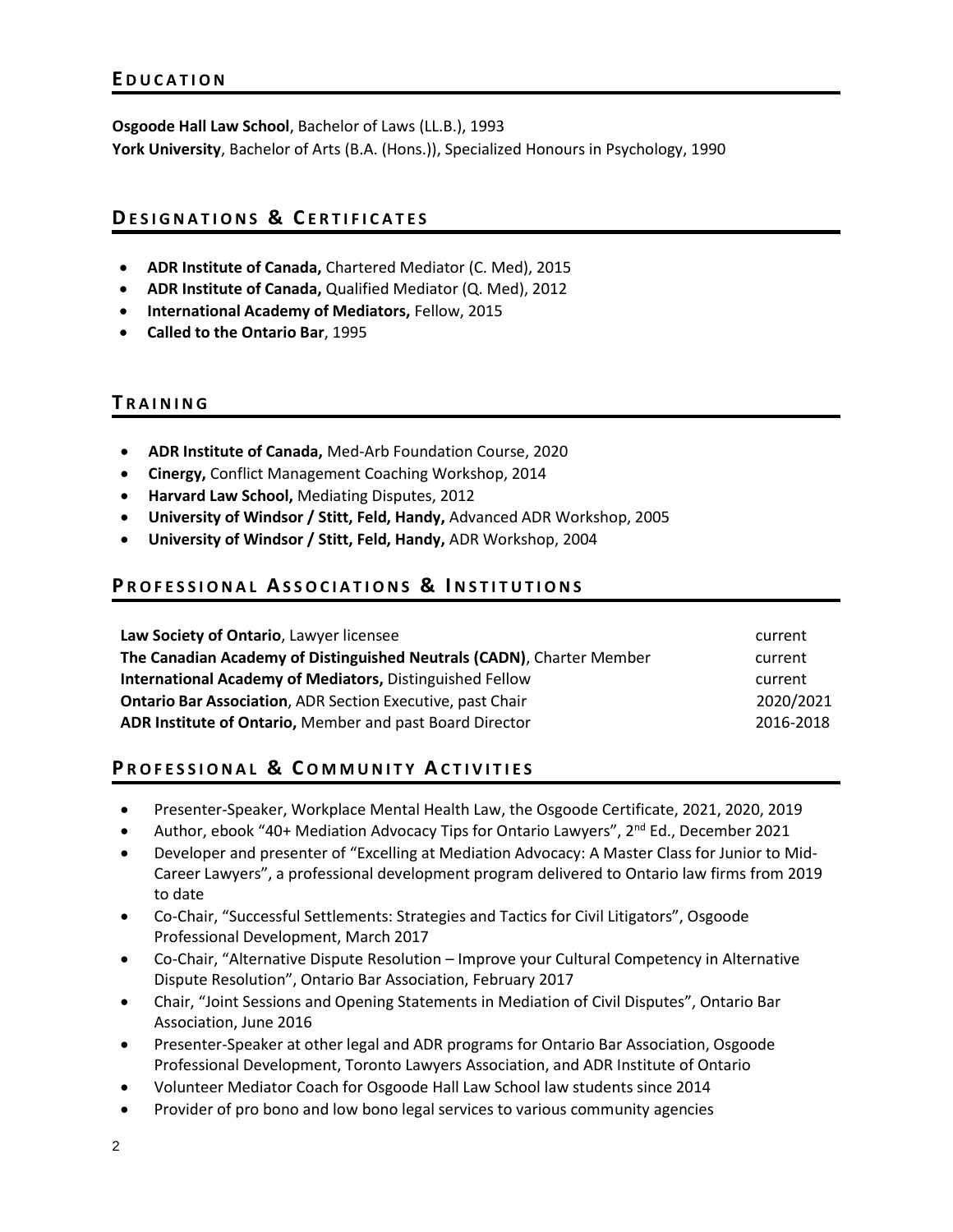## EDUCATION

**Osgoode Hall Law School**, Bachelor of Laws (LL.B.), 1993
**York University**, Bachelor of Arts (B.A. (Hons.)), Specialized Honours in Psychology, 1990

## DESIGNATIONS & CERTIFICATES

- **ADR Institute of Canada,** Chartered Mediator (C. Med), 2015
- **ADR Institute of Canada,** Qualified Mediator (Q. Med), 2012
- **International Academy of Mediators,** Fellow, 2015
- **Called to the Ontario Bar**, 1995

## TRAINING

- **ADR Institute of Canada,** Med-Arb Foundation Course, 2020
- **Cinergy,** Conflict Management Coaching Workshop, 2014
- **Harvard Law School,** Mediating Disputes, 2012
- **University of Windsor / Stitt, Feld, Handy,** Advanced ADR Workshop, 2005
- **University of Windsor / Stitt, Feld, Handy,** ADR Workshop, 2004

## PROFESSIONAL ASSOCIATIONS & INSTITUTIONS

| | |
|---|---|
| **Law Society of Ontario**, Lawyer licensee | current |
| **The Canadian Academy of Distinguished Neutrals (CADN)**, Charter Member | current |
| **International Academy of Mediators,** Distinguished Fellow | current |
| **Ontario Bar Association**, ADR Section Executive, past Chair | 2020/2021 |
| **ADR Institute of Ontario,** Member and past Board Director | 2016-2018 |

## PROFESSIONAL & COMMUNITY ACTIVITIES

- Presenter-Speaker, Workplace Mental Health Law, the Osgoode Certificate, 2021, 2020, 2019
- Author, ebook "40+ Mediation Advocacy Tips for Ontario Lawyers", 2nd Ed., December 2021
- Developer and presenter of "Excelling at Mediation Advocacy: A Master Class for Junior to Mid-Career Lawyers", a professional development program delivered to Ontario law firms from 2019 to date
- Co-Chair, "Successful Settlements: Strategies and Tactics for Civil Litigators", Osgoode Professional Development, March 2017
- Co-Chair, "Alternative Dispute Resolution – Improve your Cultural Competency in Alternative Dispute Resolution", Ontario Bar Association, February 2017
- Chair, "Joint Sessions and Opening Statements in Mediation of Civil Disputes", Ontario Bar Association, June 2016
- Presenter-Speaker at other legal and ADR programs for Ontario Bar Association, Osgoode Professional Development, Toronto Lawyers Association, and ADR Institute of Ontario
- Volunteer Mediator Coach for Osgoode Hall Law School law students since 2014
- Provider of pro bono and low bono legal services to various community agencies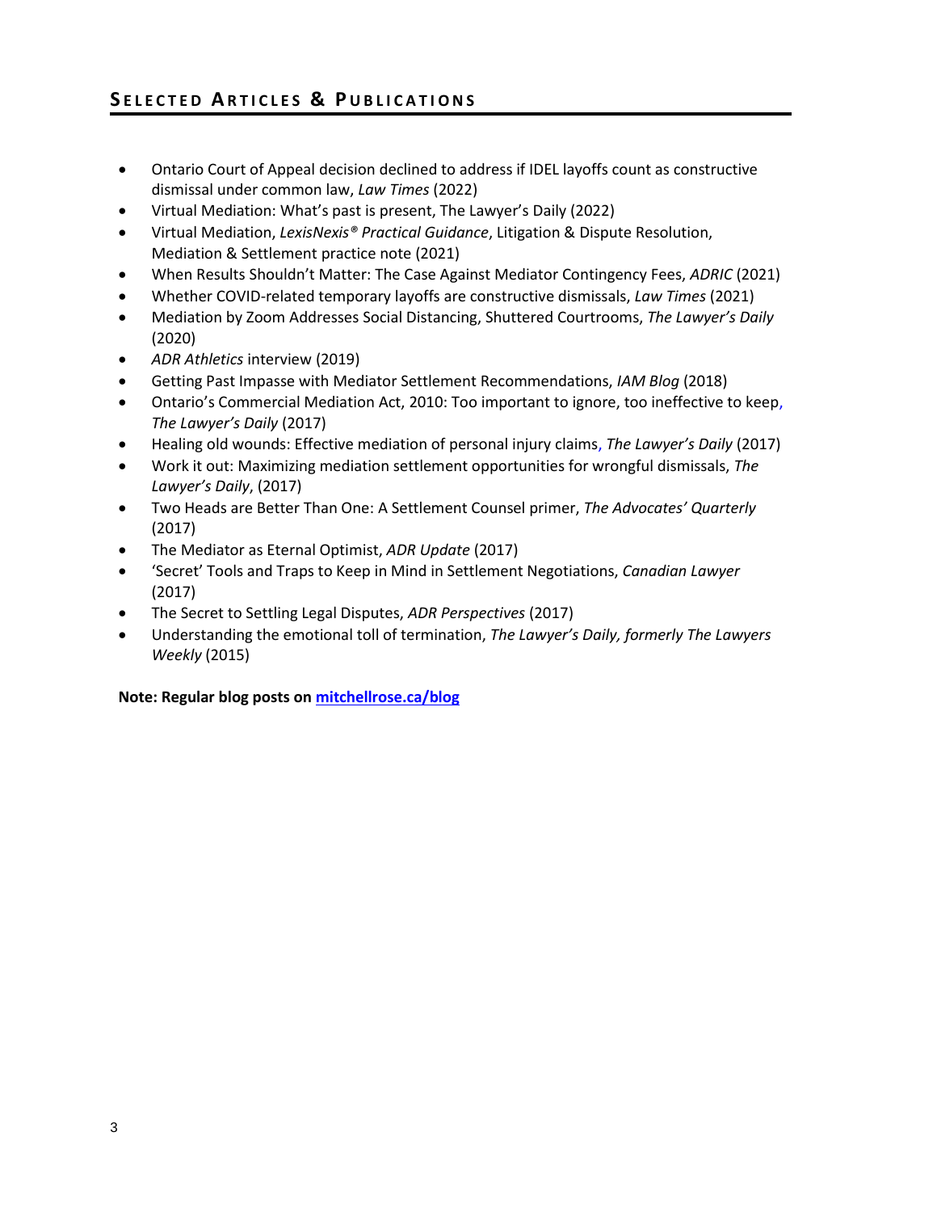## SELECTED ARTICLES & PUBLICATIONS

- Ontario Court of Appeal decision declined to address if IDEL layoffs count as constructive dismissal under common law, *Law Times* (2022)
- Virtual Mediation: What's past is present, The Lawyer's Daily (2022)
- Virtual Mediation, *LexisNexis® Practical Guidance*, Litigation & Dispute Resolution, Mediation & Settlement practice note (2021)
- When Results Shouldn't Matter: The Case Against Mediator Contingency Fees, *ADRIC* (2021)
- Whether COVID-related temporary layoffs are constructive dismissals, *Law Times* (2021)
- Mediation by Zoom Addresses Social Distancing, Shuttered Courtrooms, *The Lawyer's Daily* (2020)
- *ADR Athletics* interview (2019)
- Getting Past Impasse with Mediator Settlement Recommendations, *IAM Blog* (2018)
- Ontario's Commercial Mediation Act, 2010: Too important to ignore, too ineffective to keep, *The Lawyer's Daily* (2017)
- Healing old wounds: Effective mediation of personal injury claims, *The Lawyer's Daily* (2017)
- Work it out: Maximizing mediation settlement opportunities for wrongful dismissals, *The Lawyer's Daily*, (2017)
- Two Heads are Better Than One: A Settlement Counsel primer, *The Advocates' Quarterly* (2017)
- The Mediator as Eternal Optimist, *ADR Update* (2017)
- 'Secret' Tools and Traps to Keep in Mind in Settlement Negotiations, *Canadian Lawyer* (2017)
- The Secret to Settling Legal Disputes, *ADR Perspectives* (2017)
- Understanding the emotional toll of termination, *The Lawyer's Daily, formerly The Lawyers Weekly* (2015)

**Note: Regular blog posts on mitchellrose.ca/blog**